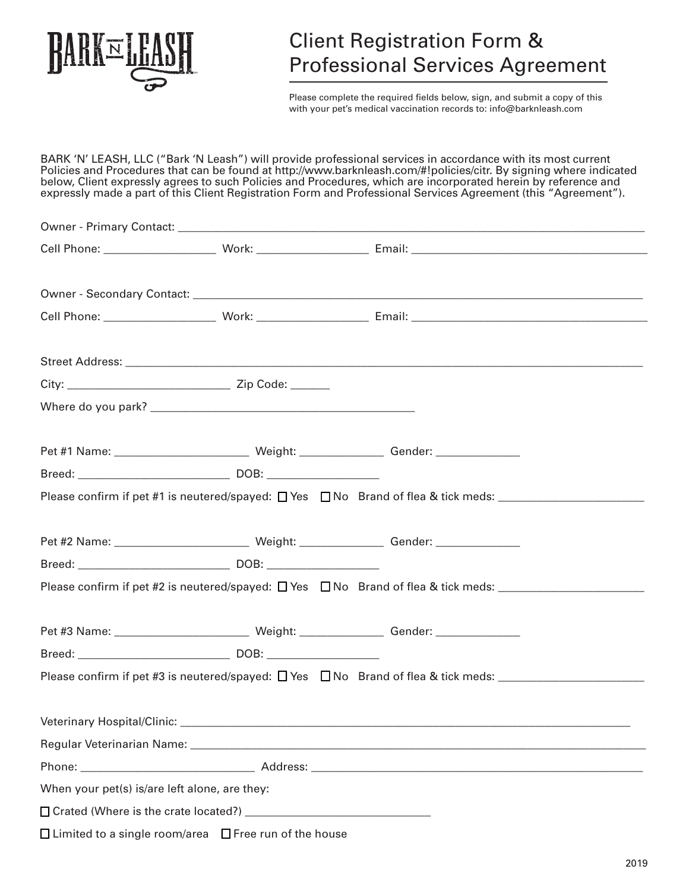BARK 'N' LEASH

# Client Registration Form & Professional Services Agreement

Please complete the required fields below, sign, and submit a copy of this with your pet's medical vaccination records to: info@barknleash.com

BARK 'N' LEASH, LLC ("Bark 'N Leash") will provide professional services in accordance with its most current Policies and Procedures that can be found at http://www.barknleash.com/#!policies/citr. By signing where indicated below, Client expressly agrees to such Policies and Procedures, which are incorporated herein by reference and expressly made a part of this Client Registration Form and Professional Services Agreement (this "Agreement").

Owner - Primary Contact: ______________________________

Cell Phone: ______________ Work: ______________ Email: ______________________________

Owner - Secondary Contact: ______________________________

Cell Phone: ______________ Work: ______________ Email: ______________________________

Street Address: ______________________________

City: ______________________ Zip Code: _______

Where do you park? ______________________________

Pet #1 Name: __________________ Weight: ____________ Gender: ____________

Breed: ____________________ DOB: ______________

Please confirm if pet #1 is neutered/spayed: ☐ Yes ☐ No Brand of flea & tick meds: ____________________

Pet #2 Name: __________________ Weight: ____________ Gender: ____________

Breed: ____________________ DOB: ______________

Please confirm if pet #2 is neutered/spayed: ☐ Yes ☐ No Brand of flea & tick meds: ____________________

Pet #3 Name: __________________ Weight: ____________ Gender: ____________

Breed: ____________________ DOB: ______________

Please confirm if pet #3 is neutered/spayed: ☐ Yes ☐ No Brand of flea & tick meds: ____________________

Veterinary Hospital/Clinic: ______________________________

Regular Veterinarian Name: ______________________________

Phone: ______________________ Address: ______________________________

When your pet(s) is/are left alone, are they:

☐ Crated (Where is the crate located?) ______________________

☐ Limited to a single room/area ☐ Free run of the house

2019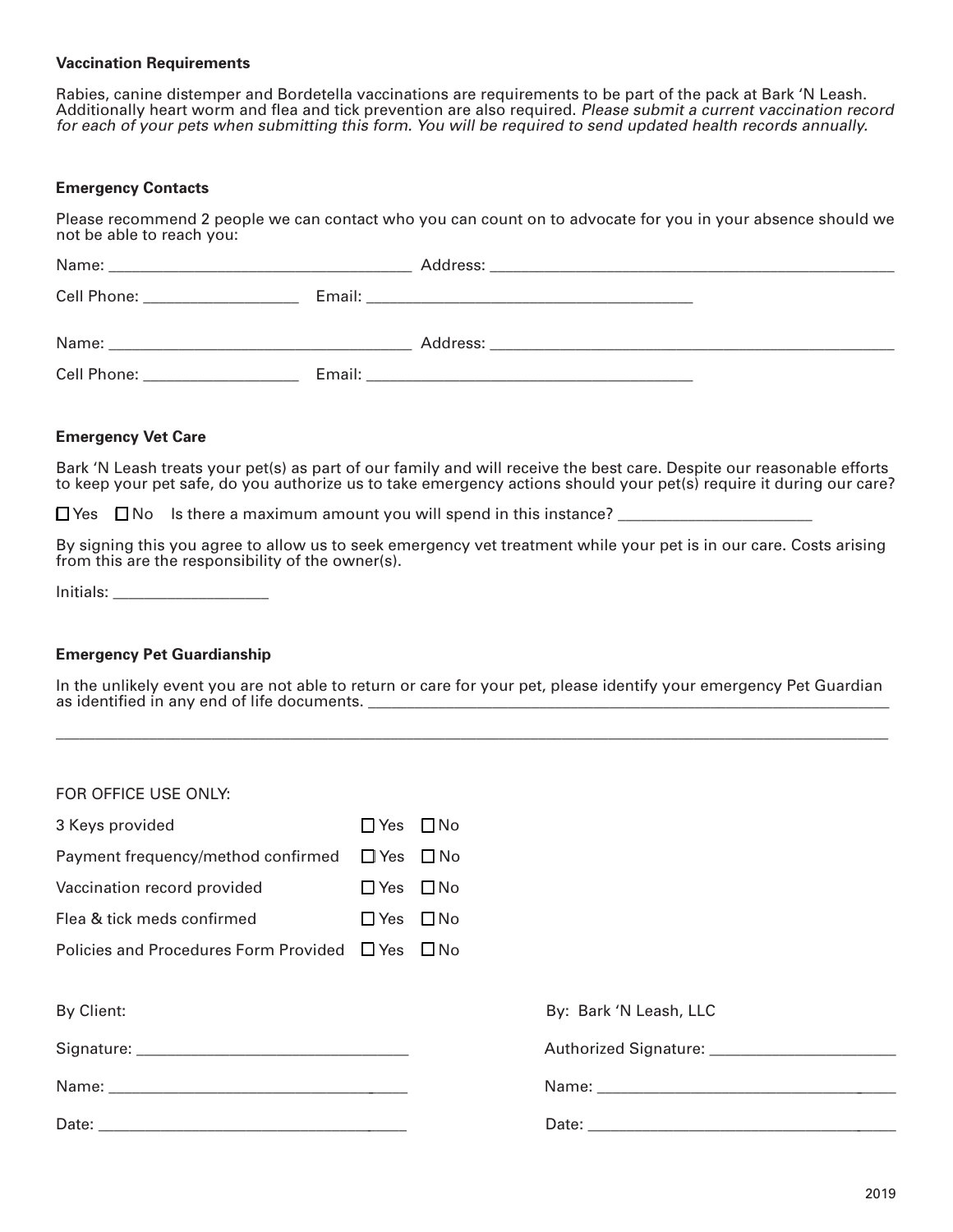**Vaccination Requirements**

Rabies, canine distemper and Bordetella vaccinations are requirements to be part of the pack at Bark 'N Leash. Additionally heart worm and flea and tick prevention are also required. *Please submit a current vaccination record for each of your pets when submitting this form. You will be required to send updated health records annually.*

**Emergency Contacts**

Please recommend 2 people we can contact who you can count on to advocate for you in your absence should we not be able to reach you:

Name: ___________________________________ Address: ___________________________________________

Cell Phone: __________________ Email: ______________________________________

Name: ___________________________________ Address: ___________________________________________

Cell Phone: __________________ Email: ______________________________________

**Emergency Vet Care**

Bark 'N Leash treats your pet(s) as part of our family and will receive the best care. Despite our reasonable efforts to keep your pet safe, do you authorize us to take emergency actions should your pet(s) require it during our care?

☐ Yes ☐ No Is there a maximum amount you will spend in this instance? ______________________

By signing this you agree to allow us to seek emergency vet treatment while your pet is in our care. Costs arising from this are the responsibility of the owner(s).

Initials: __________________

**Emergency Pet Guardianship**

In the unlikely event you are not able to return or care for your pet, please identify your emergency Pet Guardian as identified in any end of life documents. ____________________________________________________________

____________________________________________________________________________________________________

FOR OFFICE USE ONLY:

| | | |
|---|---|---|
| 3 Keys provided | ☐ Yes | ☐ No |
| Payment frequency/method confirmed | ☐ Yes | ☐ No |
| Vaccination record provided | ☐ Yes | ☐ No |
| Flea & tick meds confirmed | ☐ Yes | ☐ No |
| Policies and Procedures Form Provided | ☐ Yes | ☐ No |

By Client:

Signature: _______________________________

Name: ___________________________________

Date: ____________________________________

By: Bark 'N Leash, LLC

Authorized Signature: ______________________

Name: ___________________________________

Date: ____________________________________

2019